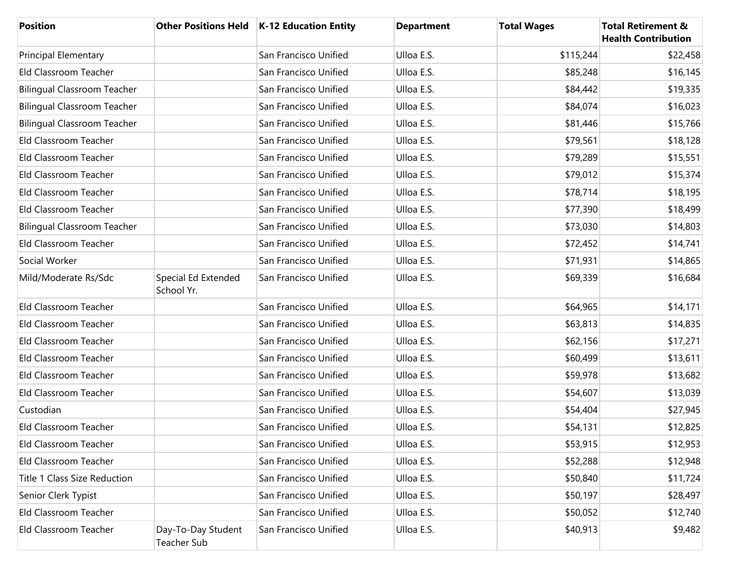| Position | Other Positions Held | K-12 Education Entity | Department | Total Wages | Total Retirement & Health Contribution |
|---|---|---|---|---|---|
| Principal Elementary | | San Francisco Unified | Ulloa E.S. | $115,244 | $22,458 |
| Eld Classroom Teacher | | San Francisco Unified | Ulloa E.S. | $85,248 | $16,145 |
| Bilingual Classroom Teacher | | San Francisco Unified | Ulloa E.S. | $84,442 | $19,335 |
| Bilingual Classroom Teacher | | San Francisco Unified | Ulloa E.S. | $84,074 | $16,023 |
| Bilingual Classroom Teacher | | San Francisco Unified | Ulloa E.S. | $81,446 | $15,766 |
| Eld Classroom Teacher | | San Francisco Unified | Ulloa E.S. | $79,561 | $18,128 |
| Eld Classroom Teacher | | San Francisco Unified | Ulloa E.S. | $79,289 | $15,551 |
| Eld Classroom Teacher | | San Francisco Unified | Ulloa E.S. | $79,012 | $15,374 |
| Eld Classroom Teacher | | San Francisco Unified | Ulloa E.S. | $78,714 | $18,195 |
| Eld Classroom Teacher | | San Francisco Unified | Ulloa E.S. | $77,390 | $18,499 |
| Bilingual Classroom Teacher | | San Francisco Unified | Ulloa E.S. | $73,030 | $14,803 |
| Eld Classroom Teacher | | San Francisco Unified | Ulloa E.S. | $72,452 | $14,741 |
| Social Worker | | San Francisco Unified | Ulloa E.S. | $71,931 | $14,865 |
| Mild/Moderate Rs/Sdc | Special Ed Extended School Yr. | San Francisco Unified | Ulloa E.S. | $69,339 | $16,684 |
| Eld Classroom Teacher | | San Francisco Unified | Ulloa E.S. | $64,965 | $14,171 |
| Eld Classroom Teacher | | San Francisco Unified | Ulloa E.S. | $63,813 | $14,835 |
| Eld Classroom Teacher | | San Francisco Unified | Ulloa E.S. | $62,156 | $17,271 |
| Eld Classroom Teacher | | San Francisco Unified | Ulloa E.S. | $60,499 | $13,611 |
| Eld Classroom Teacher | | San Francisco Unified | Ulloa E.S. | $59,978 | $13,682 |
| Eld Classroom Teacher | | San Francisco Unified | Ulloa E.S. | $54,607 | $13,039 |
| Custodian | | San Francisco Unified | Ulloa E.S. | $54,404 | $27,945 |
| Eld Classroom Teacher | | San Francisco Unified | Ulloa E.S. | $54,131 | $12,825 |
| Eld Classroom Teacher | | San Francisco Unified | Ulloa E.S. | $53,915 | $12,953 |
| Eld Classroom Teacher | | San Francisco Unified | Ulloa E.S. | $52,288 | $12,948 |
| Title 1 Class Size Reduction | | San Francisco Unified | Ulloa E.S. | $50,840 | $11,724 |
| Senior Clerk Typist | | San Francisco Unified | Ulloa E.S. | $50,197 | $28,497 |
| Eld Classroom Teacher | | San Francisco Unified | Ulloa E.S. | $50,052 | $12,740 |
| Eld Classroom Teacher | Day-To-Day Student Teacher Sub | San Francisco Unified | Ulloa E.S. | $40,913 | $9,482 |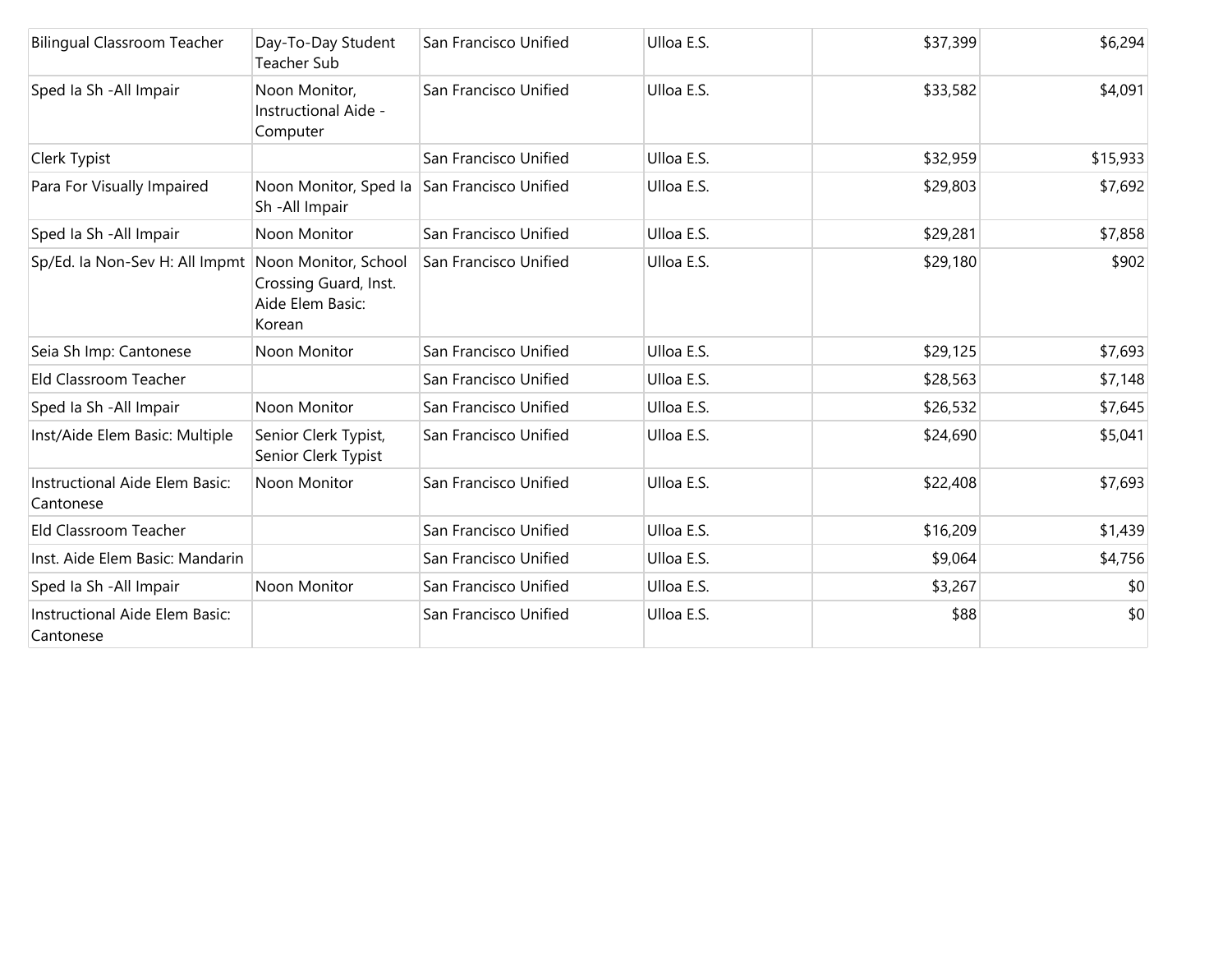| | | | | | |
|---|---|---|---|---|---|
| Bilingual Classroom Teacher | Day-To-Day Student Teacher Sub | San Francisco Unified | Ulloa E.S. | $37,399 | $6,294 |
| Sped Ia Sh -All Impair | Noon Monitor, Instructional Aide - Computer | San Francisco Unified | Ulloa E.S. | $33,582 | $4,091 |
| Clerk Typist | | San Francisco Unified | Ulloa E.S. | $32,959 | $15,933 |
| Para For Visually Impaired | Noon Monitor, Sped Ia Sh -All Impair | San Francisco Unified | Ulloa E.S. | $29,803 | $7,692 |
| Sped Ia Sh -All Impair | Noon Monitor | San Francisco Unified | Ulloa E.S. | $29,281 | $7,858 |
| Sp/Ed. Ia Non-Sev H: All Impmt | Noon Monitor, School Crossing Guard, Inst. Aide Elem Basic: Korean | San Francisco Unified | Ulloa E.S. | $29,180 | $902 |
| Seia Sh Imp: Cantonese | Noon Monitor | San Francisco Unified | Ulloa E.S. | $29,125 | $7,693 |
| Eld Classroom Teacher | | San Francisco Unified | Ulloa E.S. | $28,563 | $7,148 |
| Sped Ia Sh -All Impair | Noon Monitor | San Francisco Unified | Ulloa E.S. | $26,532 | $7,645 |
| Inst/Aide Elem Basic: Multiple | Senior Clerk Typist, Senior Clerk Typist | San Francisco Unified | Ulloa E.S. | $24,690 | $5,041 |
| Instructional Aide Elem Basic: Cantonese | Noon Monitor | San Francisco Unified | Ulloa E.S. | $22,408 | $7,693 |
| Eld Classroom Teacher | | San Francisco Unified | Ulloa E.S. | $16,209 | $1,439 |
| Inst. Aide Elem Basic: Mandarin | | San Francisco Unified | Ulloa E.S. | $9,064 | $4,756 |
| Sped Ia Sh -All Impair | Noon Monitor | San Francisco Unified | Ulloa E.S. | $3,267 | $0 |
| Instructional Aide Elem Basic: Cantonese | | San Francisco Unified | Ulloa E.S. | $88 | $0 |